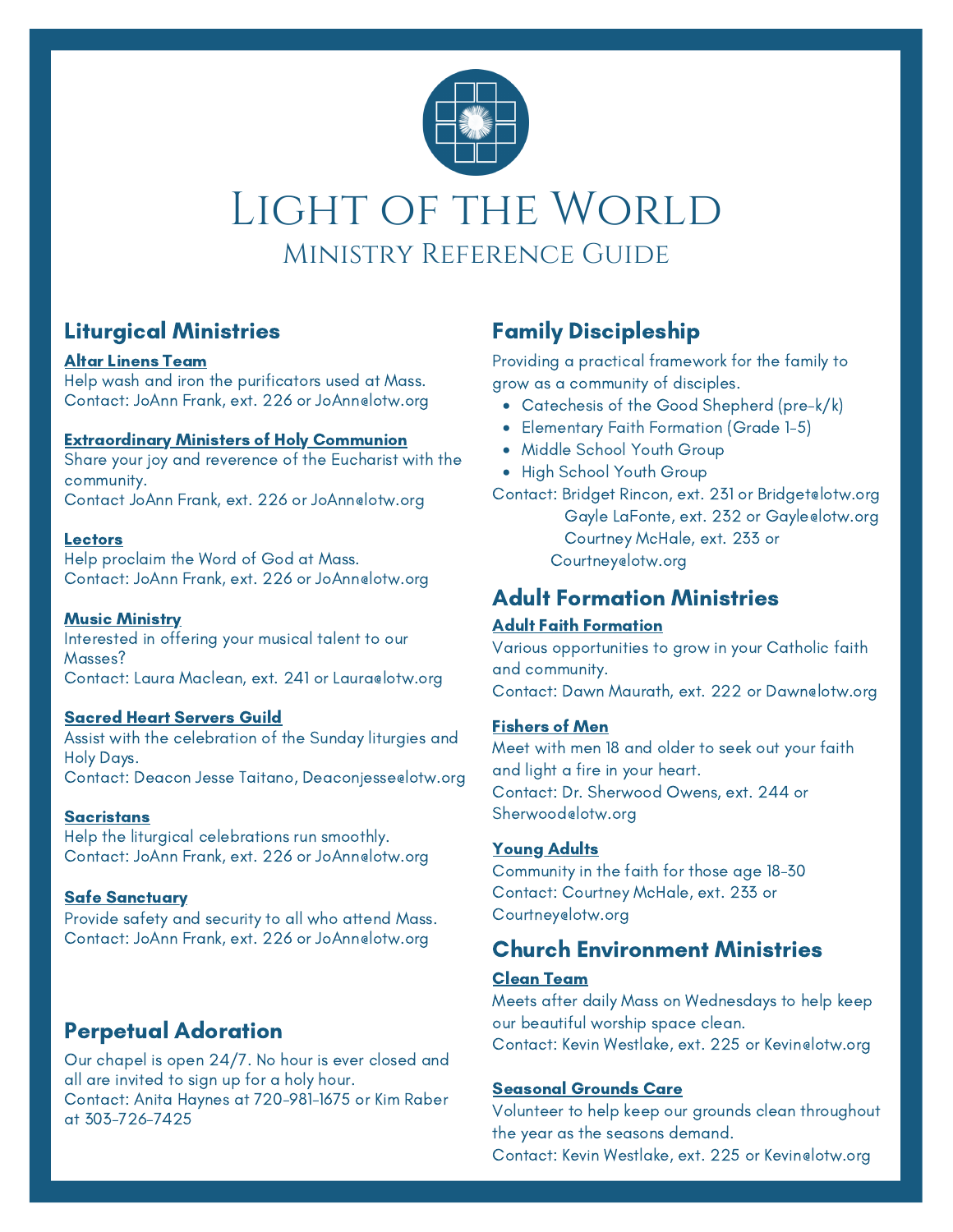# Light of the World

## Ministry Reference Guide

## Liturgical Ministries

**Altar Linens Team**
Help wash and iron the purificators used at Mass.
Contact: JoAnn Frank, ext. 226 or JoAnn@lotw.org

**Extraordinary Ministers of Holy Communion**
Share your joy and reverence of the Eucharist with the community.
Contact JoAnn Frank, ext. 226 or JoAnn@lotw.org

**Lectors**
Help proclaim the Word of God at Mass.
Contact: JoAnn Frank, ext. 226 or JoAnn@lotw.org

**Music Ministry**
Interested in offering your musical talent to our Masses?
Contact: Laura Maclean, ext. 241 or Laura@lotw.org

**Sacred Heart Servers Guild**
Assist with the celebration of the Sunday liturgies and Holy Days.
Contact: Deacon Jesse Taitano, Deaconjesse@lotw.org

**Sacristans**
Help the liturgical celebrations run smoothly.
Contact: JoAnn Frank, ext. 226 or JoAnn@lotw.org

**Safe Sanctuary**
Provide safety and security to all who attend Mass.
Contact: JoAnn Frank, ext. 226 or JoAnn@lotw.org

## Perpetual Adoration

Our chapel is open 24/7. No hour is ever closed and all are invited to sign up for a holy hour.
Contact: Anita Haynes at 720-981-1675 or Kim Raber at 303-726-7425

## Family Discipleship

Providing a practical framework for the family to grow as a community of disciples.

- Catechesis of the Good Shepherd (pre-k/k)
- Elementary Faith Formation (Grade 1-5)
- Middle School Youth Group
- High School Youth Group

Contact: Bridget Rincon, ext. 231 or Bridget@lotw.org
Gayle LaFonte, ext. 232 or Gayle@lotw.org
Courtney McHale, ext. 233 or Courtney@lotw.org

## Adult Formation Ministries

**Adult Faith Formation**
Various opportunities to grow in your Catholic faith and community.
Contact: Dawn Maurath, ext. 222 or Dawn@lotw.org

**Fishers of Men**
Meet with men 18 and older to seek out your faith and light a fire in your heart.
Contact: Dr. Sherwood Owens, ext. 244 or Sherwood@lotw.org

**Young Adults**
Community in the faith for those age 18-30
Contact: Courtney McHale, ext. 233 or Courtney@lotw.org

## Church Environment Ministries

**Clean Team**
Meets after daily Mass on Wednesdays to help keep our beautiful worship space clean.
Contact: Kevin Westlake, ext. 225 or Kevin@lotw.org

**Seasonal Grounds Care**
Volunteer to help keep our grounds clean throughout the year as the seasons demand.
Contact: Kevin Westlake, ext. 225 or Kevin@lotw.org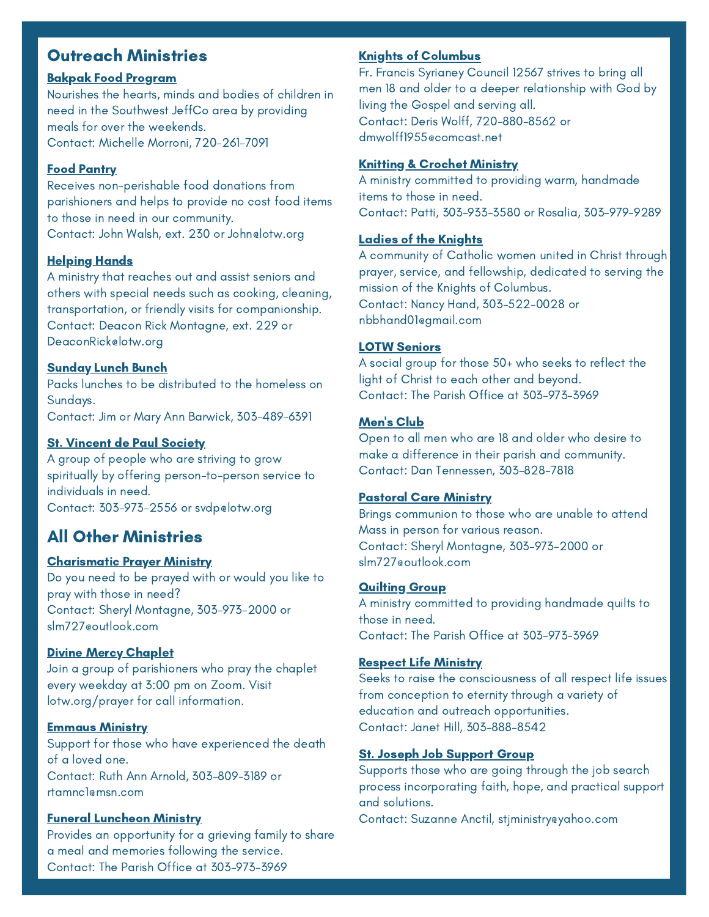## Outreach Ministries

**Bakpak Food Program**
Nourishes the hearts, minds and bodies of children in need in the Southwest JeffCo area by providing meals for over the weekends.
Contact: Michelle Morroni, 720-261-7091

**Food Pantry**
Receives non-perishable food donations from parishioners and helps to provide no cost food items to those in need in our community.
Contact: John Walsh, ext. 230 or John@lotw.org

**Helping Hands**
A ministry that reaches out and assist seniors and others with special needs such as cooking, cleaning, transportation, or friendly visits for companionship.
Contact: Deacon Rick Montagne, ext. 229 or DeaconRick@lotw.org

**Sunday Lunch Bunch**
Packs lunches to be distributed to the homeless on Sundays.
Contact: Jim or Mary Ann Barwick, 303-489-6391

**St. Vincent de Paul Society**
A group of people who are striving to grow spiritually by offering person-to-person service to individuals in need.
Contact: 303-973-2556 or svdp@lotw.org

## All Other Ministries

**Charismatic Prayer Ministry**
Do you need to be prayed with or would you like to pray with those in need?
Contact: Sheryl Montagne, 303-973-2000 or slm727@outlook.com

**Divine Mercy Chaplet**
Join a group of parishioners who pray the chaplet every weekday at 3:00 pm on Zoom. Visit lotw.org/prayer for call information.

**Emmaus Ministry**
Support for those who have experienced the death of a loved one.
Contact: Ruth Ann Arnold, 303-809-3189 or rtamnc1@msn.com

**Funeral Luncheon Ministry**
Provides an opportunity for a grieving family to share a meal and memories following the service.
Contact: The Parish Office at 303-973-3969

**Knights of Columbus**
Fr. Francis Syrianey Council 12567 strives to bring all men 18 and older to a deeper relationship with God by living the Gospel and serving all.
Contact: Deris Wolff, 720-880-8562 or dmwolff1955@comcast.net

**Knitting & Crochet Ministry**
A ministry committed to providing warm, handmade items to those in need.
Contact: Patti, 303-933-3580 or Rosalia, 303-979-9289

**Ladies of the Knights**
A community of Catholic women united in Christ through prayer, service, and fellowship, dedicated to serving the mission of the Knights of Columbus.
Contact: Nancy Hand, 303-522-0028 or nbbhand01@gmail.com

**LOTW Seniors**
A social group for those 50+ who seeks to reflect the light of Christ to each other and beyond.
Contact: The Parish Office at 303-973-3969

**Men's Club**
Open to all men who are 18 and older who desire to make a difference in their parish and community.
Contact: Dan Tennessen, 303-828-7818

**Pastoral Care Ministry**
Brings communion to those who are unable to attend Mass in person for various reason.
Contact: Sheryl Montagne, 303-973-2000 or slm727@outlook.com

**Quilting Group**
A ministry committed to providing handmade quilts to those in need.
Contact: The Parish Office at 303-973-3969

**Respect Life Ministry**
Seeks to raise the consciousness of all respect life issues from conception to eternity through a variety of education and outreach opportunities.
Contact: Janet Hill, 303-888-8542

**St. Joseph Job Support Group**
Supports those who are going through the job search process incorporating faith, hope, and practical support and solutions.
Contact: Suzanne Anctil, stjministry@yahoo.com